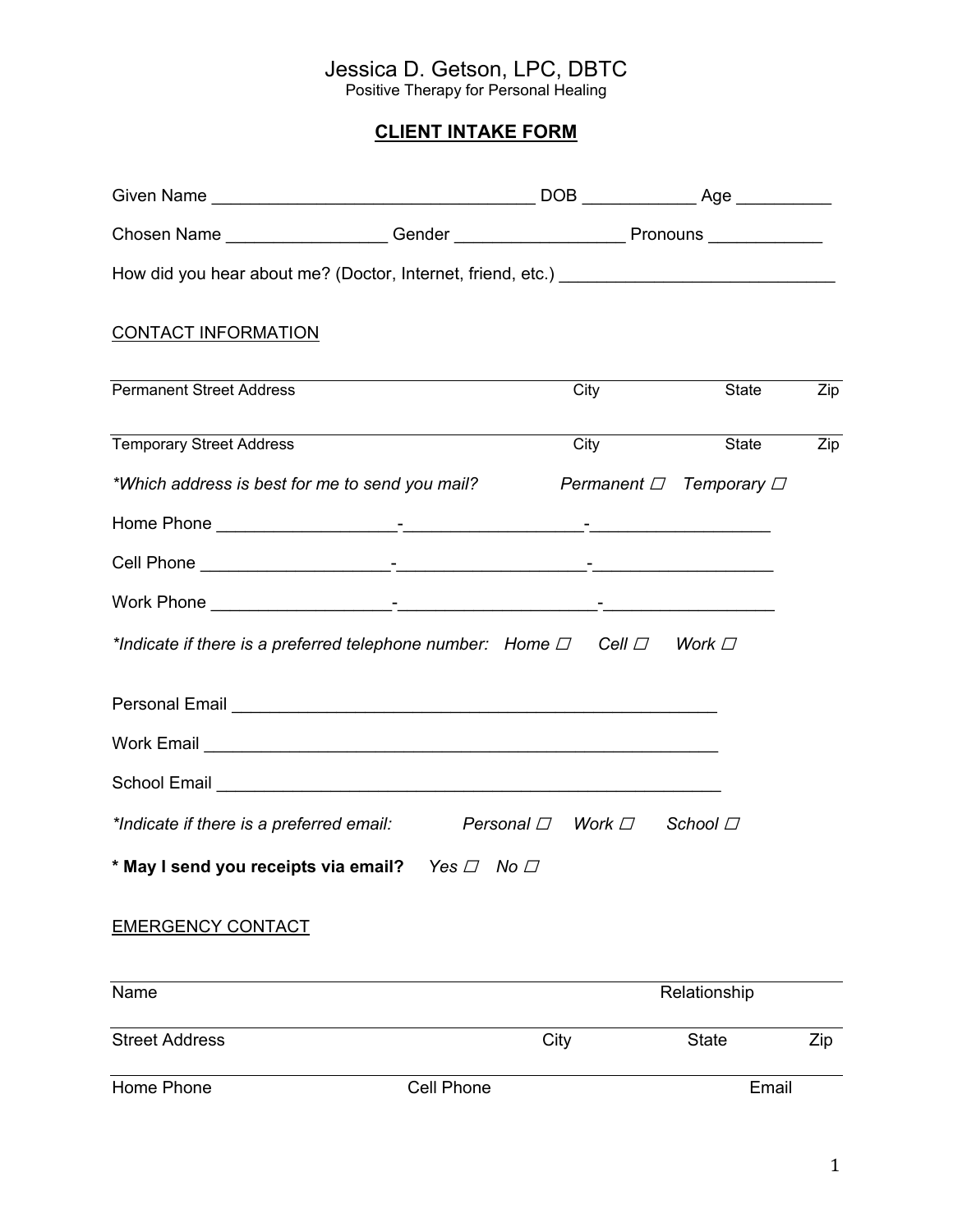# Jessica D. Getson, LPC, DBTC

Positive Therapy for Personal Healing

## CLIENT INTAKE FORM

Given Name _________________________________ DOB ___________ Age _________

Chosen Name ________________ Gender _________________ Pronouns ___________

How did you hear about me? (Doctor, Internet, friend, etc.) ____________________________

### CONTACT INFORMATION

_______________________________________________________________________________

Permanent Street Address City State Zip

_______________________________________________________________________________

Temporary Street Address City State Zip

*\*Which address is best for me to send you mail?* *Permanent ☐ Temporary ☐*

Home Phone __________________-__________________-__________________

Cell Phone ___________________-___________________-__________________

Work Phone __________________-____________________-_________________

*\*Indicate if there is a preferred telephone number: Home ☐ Cell ☐ Work ☐*

Personal Email ___________________________________________________

Work Email ______________________________________________________

School Email _____________________________________________________

*\*Indicate if there is a preferred email: Personal ☐ Work ☐ School ☐*

**\* May I send you receipts via email?** *Yes ☐ No ☐*

### EMERGENCY CONTACT

_______________________________________________________________________________

Name Relationship

_______________________________________________________________________________

Street Address City State Zip

_______________________________________________________________________________

Home Phone Cell Phone Email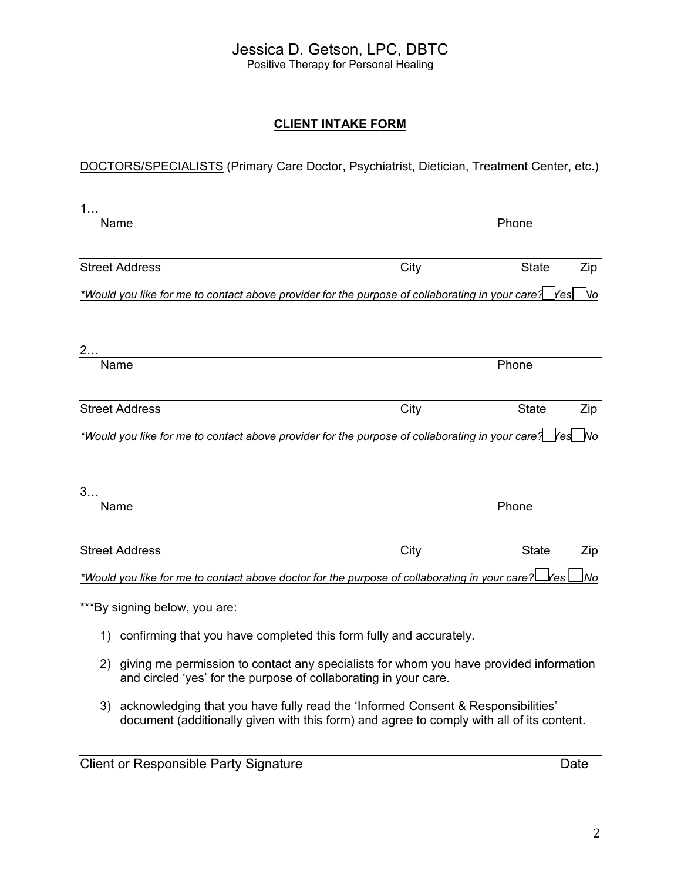Jessica D. Getson, LPC, DBTC
Positive Therapy for Personal Healing

## **CLIENT INTAKE FORM**

DOCTORS/SPECIALISTS (Primary Care Doctor, Psychiatrist, Dietician, Treatment Center, etc.)

1…

Name Phone

Street Address City State Zip

*\*Would you like for me to contact above provider for the purpose of collaborating in your care?* ☐ *Yes* ☐ *No*

2…

Name Phone

Street Address City State Zip

*\*Would you like for me to contact above provider for the purpose of collaborating in your care?* ☐ *Yes* ☐ *No*

3…

Name Phone

Street Address City State Zip

*\*Would you like for me to contact above doctor for the purpose of collaborating in your care?* ☐ *Yes* ☐ *No*

***By signing below, you are:

1) confirming that you have completed this form fully and accurately.
2) giving me permission to contact any specialists for whom you have provided information and circled 'yes' for the purpose of collaborating in your care.
3) acknowledging that you have fully read the 'Informed Consent & Responsibilities' document (additionally given with this form) and agree to comply with all of its content.

Client or Responsible Party Signature Date